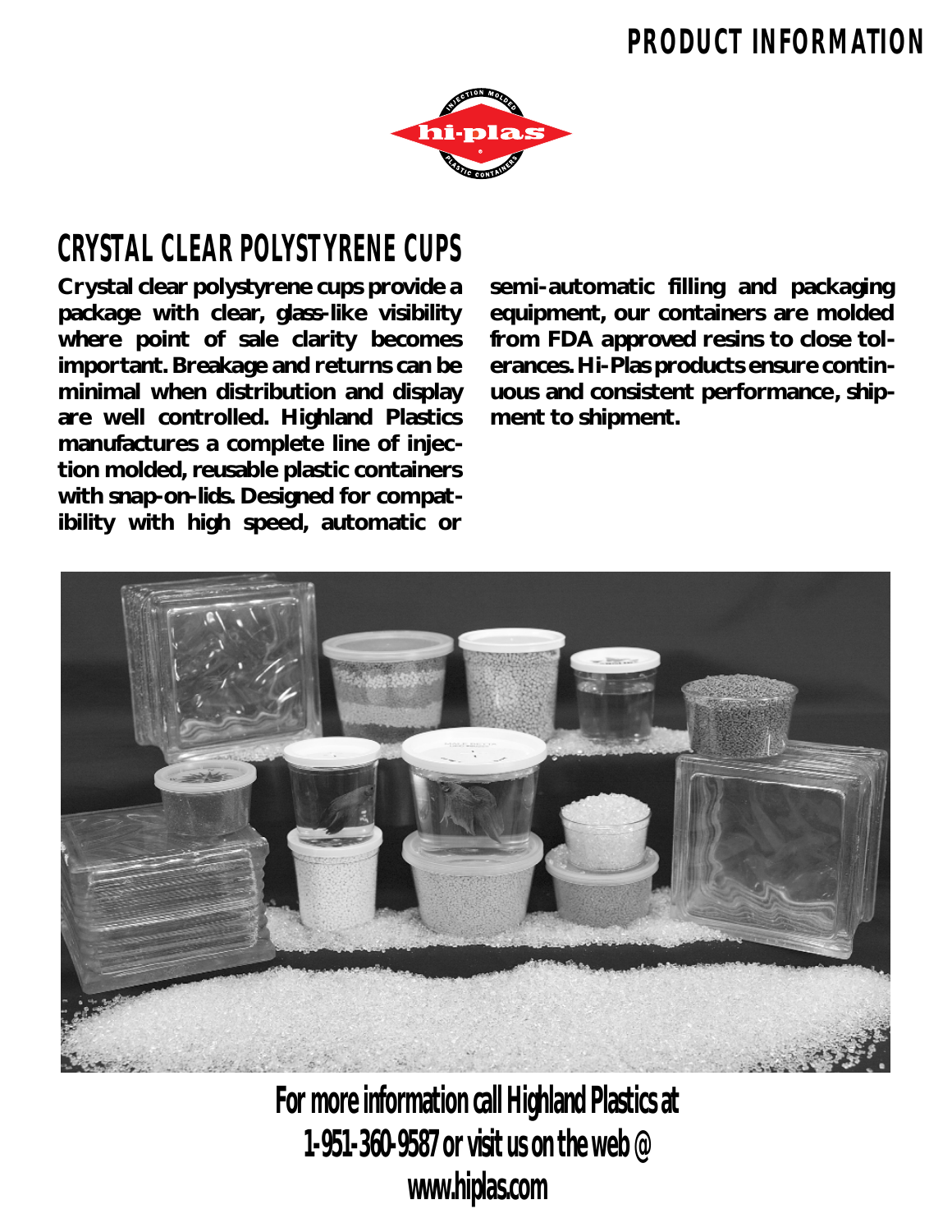# PRODUCT INFORMATION

## CRYSTAL CLEAR POLYSTYRENE CUPS

**Crystal clear polystyrene cups provide a package with clear, glass-like visibility where point of sale clarity becomes important. Breakage and returns can be minimal when distribution and display are well controlled. Highland Plastics manufactures a complete line of injection molded, reusable plastic containers with snap-on-lids. Designed for compatibility with high speed, automatic or semi-automatic filling and packaging equipment, our containers are molded from FDA approved resins to close tolerances. Hi-Plas products ensure continuous and consistent performance, shipment to shipment.**

**For more information call Highland Plastics at 1-951-360-9587 or visit us on the web @ www.hiplas.com**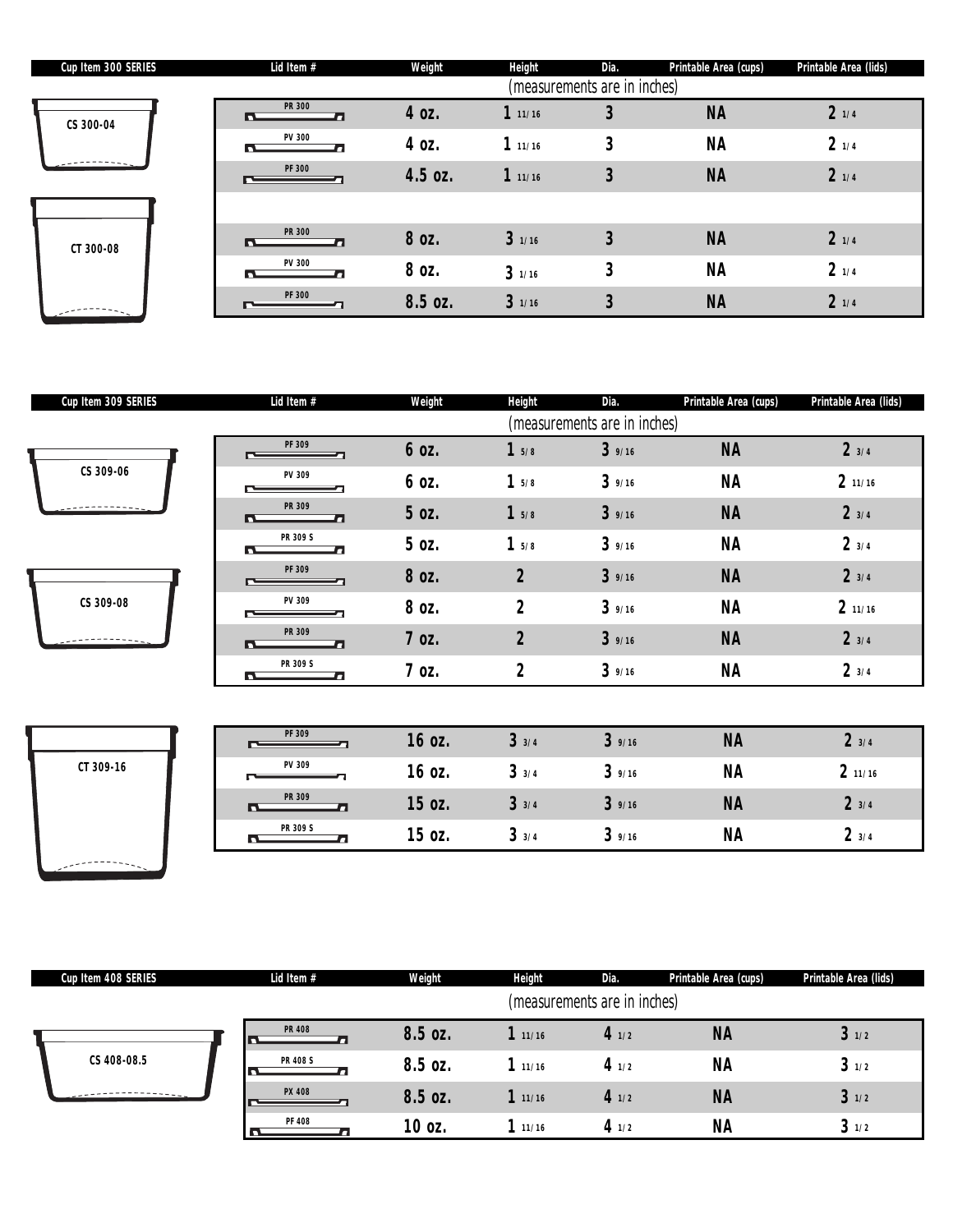| Cup Item 300 SERIES | Lid Item # | Weight | Height | Dia. | Printable Area (cups) | Printable Area (lids) |
|---|---|---|---|---|---|---|
| | | (measurements are in inches) | | | | |
| CS 300-04 | PR 300 | 4 oz. | 1 11/16 | 3 | NA | 2 1/4 |
| | PV 300 | 4 oz. | 1 11/16 | 3 | NA | 2 1/4 |
| | PF 300 | 4.5 oz. | 1 11/16 | 3 | NA | 2 1/4 |
| CT 300-08 | PR 300 | 8 oz. | 3 1/16 | 3 | NA | 2 1/4 |
| | PV 300 | 8 oz. | 3 1/16 | 3 | NA | 2 1/4 |
| | PF 300 | 8.5 oz. | 3 1/16 | 3 | NA | 2 1/4 |

| Cup Item 309 SERIES | Lid Item # | Weight | Height | Dia. | Printable Area (cups) | Printable Area (lids) |
|---|---|---|---|---|---|---|
| | | (measurements are in inches) | | | | |
| CS 309-06 | PF 309 | 6 oz. | 1 5/8 | 3 9/16 | NA | 2 3/4 |
| | PV 309 | 6 oz. | 1 5/8 | 3 9/16 | NA | 2 11/16 |
| | PR 309 | 5 oz. | 1 5/8 | 3 9/16 | NA | 2 3/4 |
| | PR 309 S | 5 oz. | 1 5/8 | 3 9/16 | NA | 2 3/4 |
| CS 309-08 | PF 309 | 8 oz. | 2 | 3 9/16 | NA | 2 3/4 |
| | PV 309 | 8 oz. | 2 | 3 9/16 | NA | 2 11/16 |
| | PR 309 | 7 oz. | 2 | 3 9/16 | NA | 2 3/4 |
| | PR 309 S | 7 oz. | 2 | 3 9/16 | NA | 2 3/4 |
| CT 309-16 | PF 309 | 16 oz. | 3 3/4 | 3 9/16 | NA | 2 3/4 |
| | PV 309 | 16 oz. | 3 3/4 | 3 9/16 | NA | 2 11/16 |
| | PR 309 | 15 oz. | 3 3/4 | 3 9/16 | NA | 2 3/4 |
| | PR 309 S | 15 oz. | 3 3/4 | 3 9/16 | NA | 2 3/4 |

| Cup Item 408 SERIES | Lid Item # | Weight | Height | Dia. | Printable Area (cups) | Printable Area (lids) |
|---|---|---|---|---|---|---|
| | | (measurements are in inches) | | | | |
| CS 408-08.5 | PR 408 | 8.5 oz. | 1 11/16 | 4 1/2 | NA | 3 1/2 |
| | PR 408 S | 8.5 oz. | 1 11/16 | 4 1/2 | NA | 3 1/2 |
| | PX 408 | 8.5 oz. | 1 11/16 | 4 1/2 | NA | 3 1/2 |
| | PF 408 | 10 oz. | 1 11/16 | 4 1/2 | NA | 3 1/2 |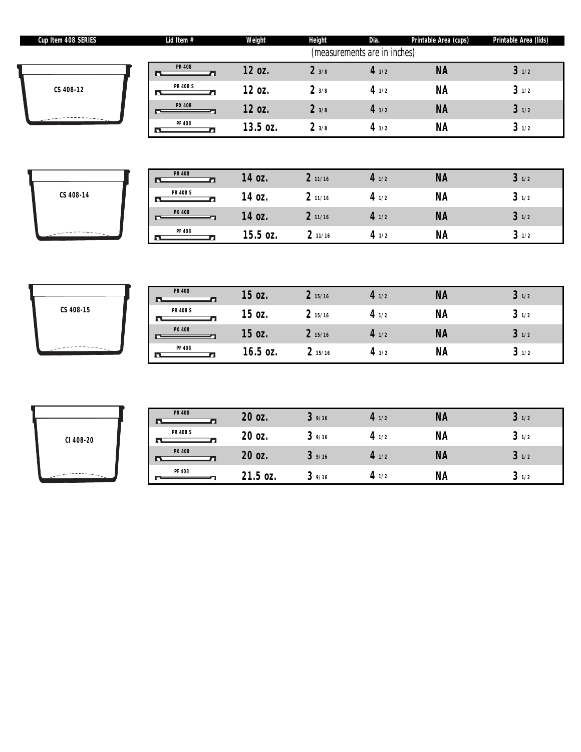| Cup Item 408 SERIES | Lid Item # | Weight | Height | Dia. | Printable Area (cups) | Printable Area (lids) |
|---|---|---|---|---|---|---|
| | | (measurements are in inches) | | | | |
| CS 408-12 | PR 408 | 12 oz. | 2 3/8 | 4 1/2 | NA | 3 1/2 |
| | PR 408 S | 12 oz. | 2 3/8 | 4 1/2 | NA | 3 1/2 |
| | PX 408 | 12 oz. | 2 3/8 | 4 1/2 | NA | 3 1/2 |
| | PF 408 | 13.5 oz. | 2 3/8 | 4 1/2 | NA | 3 1/2 |
| CS 408-14 | PR 408 | 14 oz. | 2 11/16 | 4 1/2 | NA | 3 1/2 |
| | PR 408 S | 14 oz. | 2 11/16 | 4 1/2 | NA | 3 1/2 |
| | PX 408 | 14 oz. | 2 11/16 | 4 1/2 | NA | 3 1/2 |
| | PF 408 | 15.5 oz. | 2 11/16 | 4 1/2 | NA | 3 1/2 |
| CS 408-15 | PR 408 | 15 oz. | 2 15/16 | 4 1/2 | NA | 3 1/2 |
| | PR 408 S | 15 oz. | 2 15/16 | 4 1/2 | NA | 3 1/2 |
| | PX 408 | 15 oz. | 2 15/16 | 4 1/2 | NA | 3 1/2 |
| | PF 408 | 16.5 oz. | 2 15/16 | 4 1/2 | NA | 3 1/2 |
| CI 408-20 | PR 408 | 20 oz. | 3 9/16 | 4 1/2 | NA | 3 1/2 |
| | PR 408 S | 20 oz. | 3 9/16 | 4 1/2 | NA | 3 1/2 |
| | PX 408 | 20 oz. | 3 9/16 | 4 1/2 | NA | 3 1/2 |
| | PF 408 | 21.5 oz. | 3 9/16 | 4 1/2 | NA | 3 1/2 |